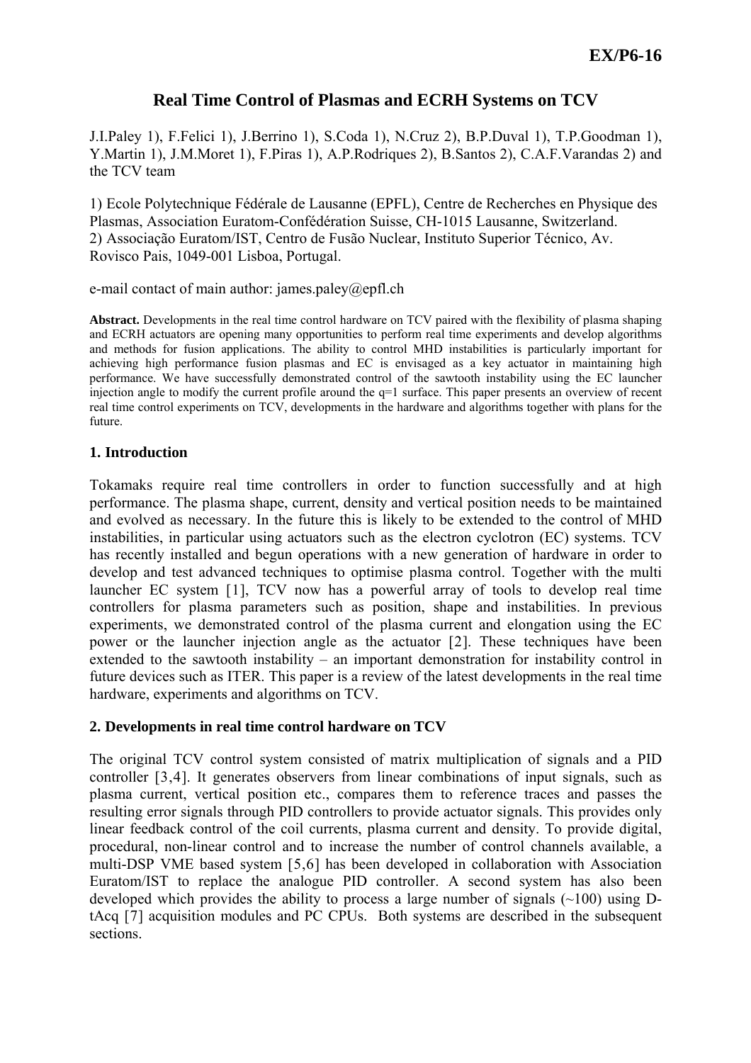EX/P6-16

# Real Time Control of Plasmas and ECRH Systems on TCV

J.I.Paley 1), F.Felici 1), J.Berrino 1), S.Coda 1), N.Cruz 2), B.P.Duval 1), T.P.Goodman 1), Y.Martin 1), J.M.Moret 1), F.Piras 1), A.P.Rodriques 2), B.Santos 2), C.A.F.Varandas 2) and the TCV team

1) Ecole Polytechnique Fédérale de Lausanne (EPFL), Centre de Recherches en Physique des Plasmas, Association Euratom-Confédération Suisse, CH-1015 Lausanne, Switzerland.
2) Associação Euratom/IST, Centro de Fusão Nuclear, Instituto Superior Técnico, Av. Rovisco Pais, 1049-001 Lisboa, Portugal.

e-mail contact of main author: james.paley@epfl.ch

**Abstract.** Developments in the real time control hardware on TCV paired with the flexibility of plasma shaping and ECRH actuators are opening many opportunities to perform real time experiments and develop algorithms and methods for fusion applications. The ability to control MHD instabilities is particularly important for achieving high performance fusion plasmas and EC is envisaged as a key actuator in maintaining high performance. We have successfully demonstrated control of the sawtooth instability using the EC launcher injection angle to modify the current profile around the q=1 surface. This paper presents an overview of recent real time control experiments on TCV, developments in the hardware and algorithms together with plans for the future.

## 1. Introduction

Tokamaks require real time controllers in order to function successfully and at high performance. The plasma shape, current, density and vertical position needs to be maintained and evolved as necessary. In the future this is likely to be extended to the control of MHD instabilities, in particular using actuators such as the electron cyclotron (EC) systems. TCV has recently installed and begun operations with a new generation of hardware in order to develop and test advanced techniques to optimise plasma control. Together with the multi launcher EC system [1], TCV now has a powerful array of tools to develop real time controllers for plasma parameters such as position, shape and instabilities. In previous experiments, we demonstrated control of the plasma current and elongation using the EC power or the launcher injection angle as the actuator [2]. These techniques have been extended to the sawtooth instability – an important demonstration for instability control in future devices such as ITER. This paper is a review of the latest developments in the real time hardware, experiments and algorithms on TCV.

## 2. Developments in real time control hardware on TCV

The original TCV control system consisted of matrix multiplication of signals and a PID controller [3,4]. It generates observers from linear combinations of input signals, such as plasma current, vertical position etc., compares them to reference traces and passes the resulting error signals through PID controllers to provide actuator signals. This provides only linear feedback control of the coil currents, plasma current and density. To provide digital, procedural, non-linear control and to increase the number of control channels available, a multi-DSP VME based system [5,6] has been developed in collaboration with Association Euratom/IST to replace the analogue PID controller. A second system has also been developed which provides the ability to process a large number of signals (~100) using D-tAcq [7] acquisition modules and PC CPUs. Both systems are described in the subsequent sections.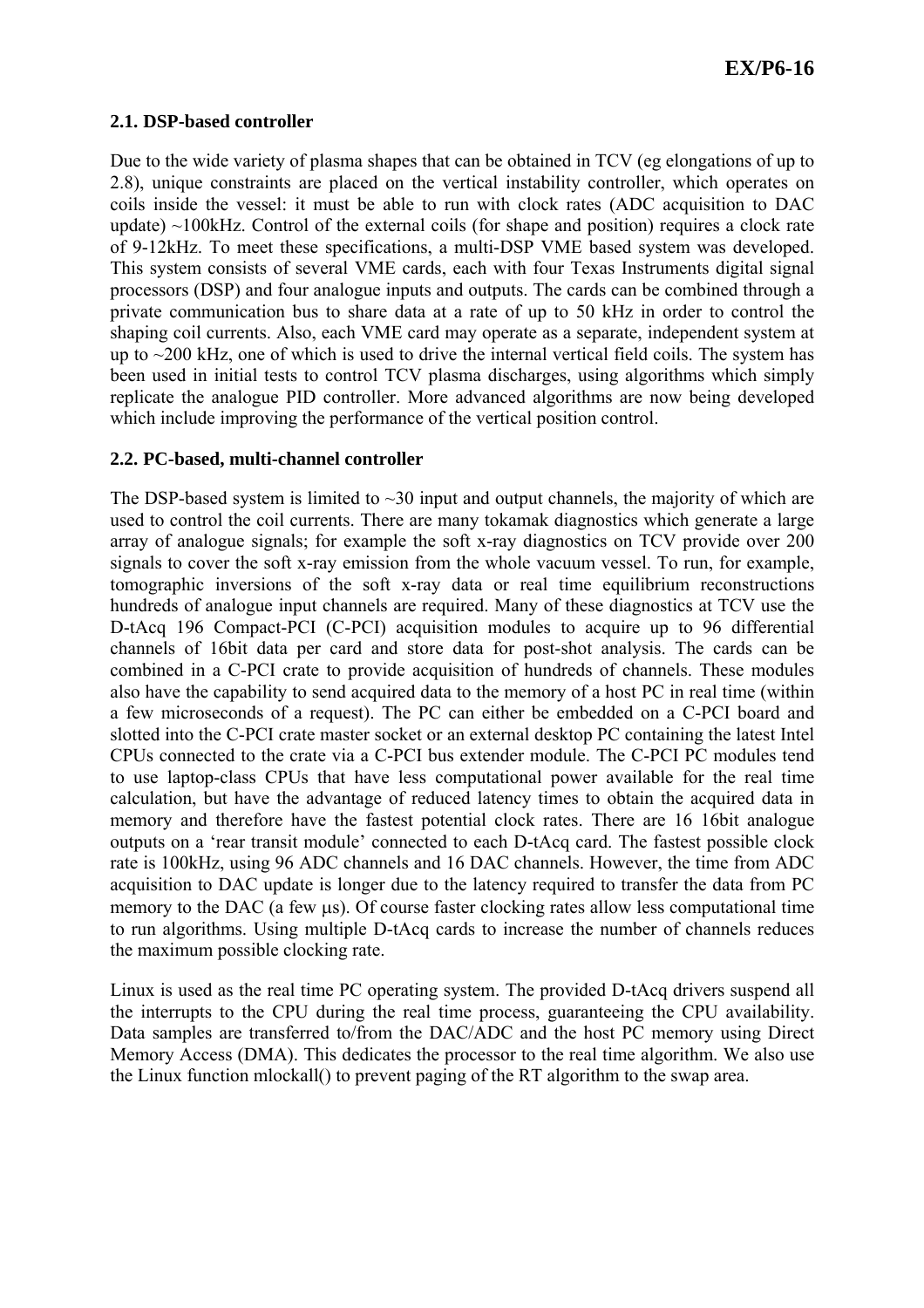### 2.1. DSP-based controller

Due to the wide variety of plasma shapes that can be obtained in TCV (eg elongations of up to 2.8), unique constraints are placed on the vertical instability controller, which operates on coils inside the vessel: it must be able to run with clock rates (ADC acquisition to DAC update) ~100kHz. Control of the external coils (for shape and position) requires a clock rate of 9-12kHz. To meet these specifications, a multi-DSP VME based system was developed. This system consists of several VME cards, each with four Texas Instruments digital signal processors (DSP) and four analogue inputs and outputs. The cards can be combined through a private communication bus to share data at a rate of up to 50 kHz in order to control the shaping coil currents. Also, each VME card may operate as a separate, independent system at up to ~200 kHz, one of which is used to drive the internal vertical field coils. The system has been used in initial tests to control TCV plasma discharges, using algorithms which simply replicate the analogue PID controller. More advanced algorithms are now being developed which include improving the performance of the vertical position control.

### 2.2. PC-based, multi-channel controller

The DSP-based system is limited to ~30 input and output channels, the majority of which are used to control the coil currents. There are many tokamak diagnostics which generate a large array of analogue signals; for example the soft x-ray diagnostics on TCV provide over 200 signals to cover the soft x-ray emission from the whole vacuum vessel. To run, for example, tomographic inversions of the soft x-ray data or real time equilibrium reconstructions hundreds of analogue input channels are required. Many of these diagnostics at TCV use the D-tAcq 196 Compact-PCI (C-PCI) acquisition modules to acquire up to 96 differential channels of 16bit data per card and store data for post-shot analysis. The cards can be combined in a C-PCI crate to provide acquisition of hundreds of channels. These modules also have the capability to send acquired data to the memory of a host PC in real time (within a few microseconds of a request). The PC can either be embedded on a C-PCI board and slotted into the C-PCI crate master socket or an external desktop PC containing the latest Intel CPUs connected to the crate via a C-PCI bus extender module. The C-PCI PC modules tend to use laptop-class CPUs that have less computational power available for the real time calculation, but have the advantage of reduced latency times to obtain the acquired data in memory and therefore have the fastest potential clock rates. There are 16 16bit analogue outputs on a 'rear transit module' connected to each D-tAcq card. The fastest possible clock rate is 100kHz, using 96 ADC channels and 16 DAC channels. However, the time from ADC acquisition to DAC update is longer due to the latency required to transfer the data from PC memory to the DAC (a few μs). Of course faster clocking rates allow less computational time to run algorithms. Using multiple D-tAcq cards to increase the number of channels reduces the maximum possible clocking rate.

Linux is used as the real time PC operating system. The provided D-tAcq drivers suspend all the interrupts to the CPU during the real time process, guaranteeing the CPU availability. Data samples are transferred to/from the DAC/ADC and the host PC memory using Direct Memory Access (DMA). This dedicates the processor to the real time algorithm. We also use the Linux function mlockall() to prevent paging of the RT algorithm to the swap area.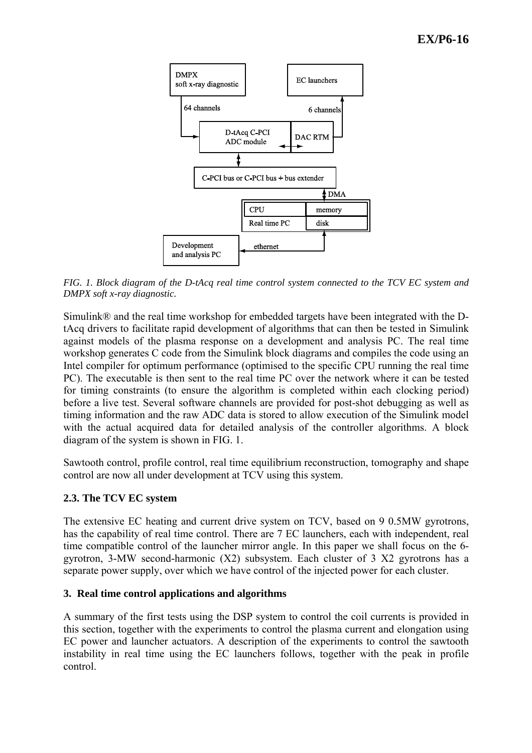FIG. 1. *Block diagram of the D-tAcq real time control system connected to the TCV EC system and DMPX soft x-ray diagnostic.*

Simulink® and the real time workshop for embedded targets have been integrated with the D-tAcq drivers to facilitate rapid development of algorithms that can then be tested in Simulink against models of the plasma response on a development and analysis PC. The real time workshop generates C code from the Simulink block diagrams and compiles the code using an Intel compiler for optimum performance (optimised to the specific CPU running the real time PC). The executable is then sent to the real time PC over the network where it can be tested for timing constraints (to ensure the algorithm is completed within each clocking period) before a live test. Several software channels are provided for post-shot debugging as well as timing information and the raw ADC data is stored to allow execution of the Simulink model with the actual acquired data for detailed analysis of the controller algorithms. A block diagram of the system is shown in FIG. 1.

Sawtooth control, profile control, real time equilibrium reconstruction, tomography and shape control are now all under development at TCV using this system.

### 2.3. The TCV EC system

The extensive EC heating and current drive system on TCV, based on 9 0.5MW gyrotrons, has the capability of real time control. There are 7 EC launchers, each with independent, real time compatible control of the launcher mirror angle. In this paper we shall focus on the 6-gyrotron, 3-MW second-harmonic (X2) subsystem. Each cluster of 3 X2 gyrotrons has a separate power supply, over which we have control of the injected power for each cluster.

## 3. Real time control applications and algorithms

A summary of the first tests using the DSP system to control the coil currents is provided in this section, together with the experiments to control the plasma current and elongation using EC power and launcher actuators. A description of the experiments to control the sawtooth instability in real time using the EC launchers follows, together with the peak in profile control.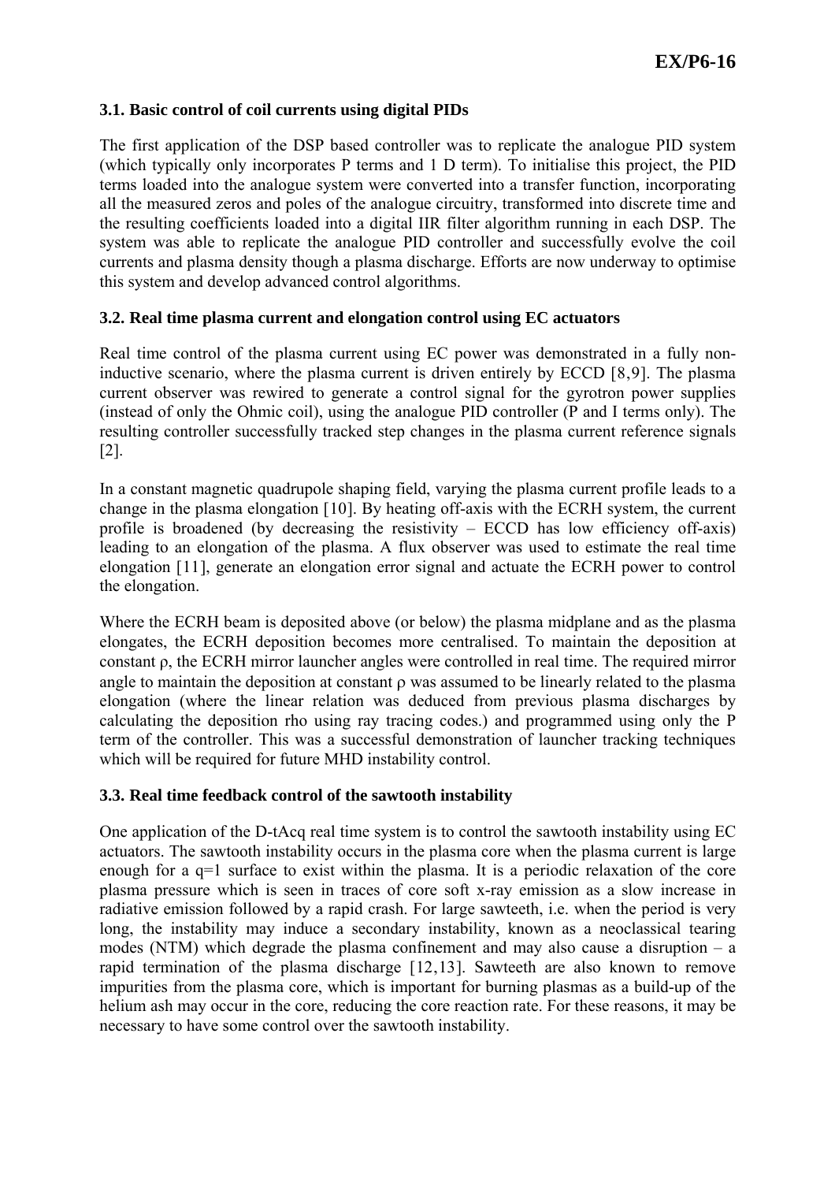### 3.1. Basic control of coil currents using digital PIDs

The first application of the DSP based controller was to replicate the analogue PID system (which typically only incorporates P terms and 1 D term). To initialise this project, the PID terms loaded into the analogue system were converted into a transfer function, incorporating all the measured zeros and poles of the analogue circuitry, transformed into discrete time and the resulting coefficients loaded into a digital IIR filter algorithm running in each DSP. The system was able to replicate the analogue PID controller and successfully evolve the coil currents and plasma density though a plasma discharge. Efforts are now underway to optimise this system and develop advanced control algorithms.

### 3.2. Real time plasma current and elongation control using EC actuators

Real time control of the plasma current using EC power was demonstrated in a fully non-inductive scenario, where the plasma current is driven entirely by ECCD [8,9]. The plasma current observer was rewired to generate a control signal for the gyrotron power supplies (instead of only the Ohmic coil), using the analogue PID controller (P and I terms only). The resulting controller successfully tracked step changes in the plasma current reference signals [2].

In a constant magnetic quadrupole shaping field, varying the plasma current profile leads to a change in the plasma elongation [10]. By heating off-axis with the ECRH system, the current profile is broadened (by decreasing the resistivity – ECCD has low efficiency off-axis) leading to an elongation of the plasma. A flux observer was used to estimate the real time elongation [11], generate an elongation error signal and actuate the ECRH power to control the elongation.

Where the ECRH beam is deposited above (or below) the plasma midplane and as the plasma elongates, the ECRH deposition becomes more centralised. To maintain the deposition at constant $\rho$, the ECRH mirror launcher angles were controlled in real time. The required mirror angle to maintain the deposition at constant $\rho$ was assumed to be linearly related to the plasma elongation (where the linear relation was deduced from previous plasma discharges by calculating the deposition rho using ray tracing codes.) and programmed using only the P term of the controller. This was a successful demonstration of launcher tracking techniques which will be required for future MHD instability control.

### 3.3. Real time feedback control of the sawtooth instability

One application of the D-tAcq real time system is to control the sawtooth instability using EC actuators. The sawtooth instability occurs in the plasma core when the plasma current is large enough for a q=1 surface to exist within the plasma. It is a periodic relaxation of the core plasma pressure which is seen in traces of core soft x-ray emission as a slow increase in radiative emission followed by a rapid crash. For large sawteeth, i.e. when the period is very long, the instability may induce a secondary instability, known as a neoclassical tearing modes (NTM) which degrade the plasma confinement and may also cause a disruption – a rapid termination of the plasma discharge [12,13]. Sawteeth are also known to remove impurities from the plasma core, which is important for burning plasmas as a build-up of the helium ash may occur in the core, reducing the core reaction rate. For these reasons, it may be necessary to have some control over the sawtooth instability.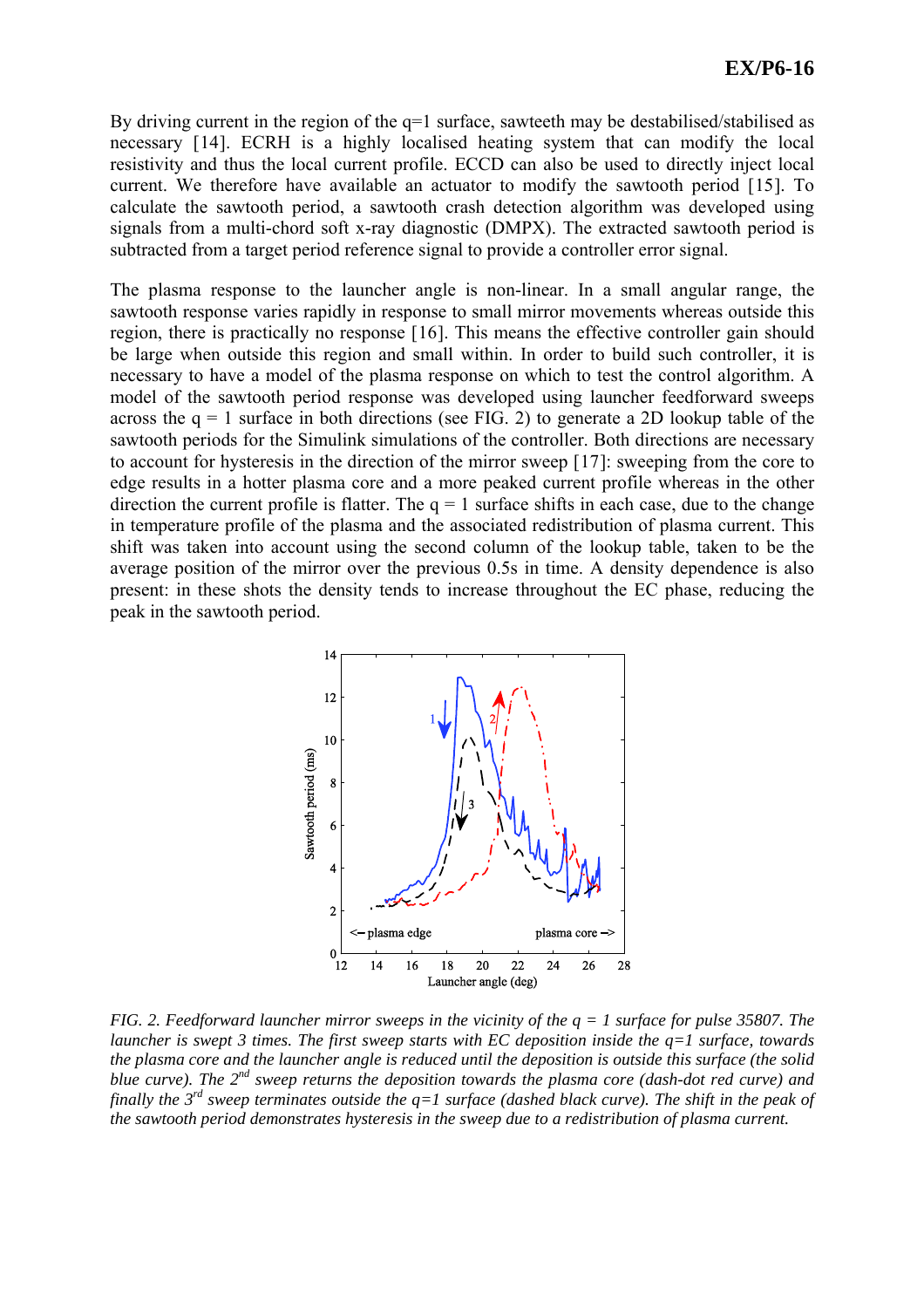By driving current in the region of the q=1 surface, sawteeth may be destabilised/stabilised as necessary [14]. ECRH is a highly localised heating system that can modify the local resistivity and thus the local current profile. ECCD can also be used to directly inject local current. We therefore have available an actuator to modify the sawtooth period [15]. To calculate the sawtooth period, a sawtooth crash detection algorithm was developed using signals from a multi-chord soft x-ray diagnostic (DMPX). The extracted sawtooth period is subtracted from a target period reference signal to provide a controller error signal.

The plasma response to the launcher angle is non-linear. In a small angular range, the sawtooth response varies rapidly in response to small mirror movements whereas outside this region, there is practically no response [16]. This means the effective controller gain should be large when outside this region and small within. In order to build such controller, it is necessary to have a model of the plasma response on which to test the control algorithm. A model of the sawtooth period response was developed using launcher feedforward sweeps across the q = 1 surface in both directions (see FIG. 2) to generate a 2D lookup table of the sawtooth periods for the Simulink simulations of the controller. Both directions are necessary to account for hysteresis in the direction of the mirror sweep [17]: sweeping from the core to edge results in a hotter plasma core and a more peaked current profile whereas in the other direction the current profile is flatter. The q = 1 surface shifts in each case, due to the change in temperature profile of the plasma and the associated redistribution of plasma current. This shift was taken into account using the second column of the lookup table, taken to be the average position of the mirror over the previous 0.5s in time. A density dependence is also present: in these shots the density tends to increase throughout the EC phase, reducing the peak in the sawtooth period.

*FIG. 2. Feedforward launcher mirror sweeps in the vicinity of the q = 1 surface for pulse 35807. The launcher is swept 3 times. The first sweep starts with EC deposition inside the q=1 surface, towards the plasma core and the launcher angle is reduced until the deposition is outside this surface (the solid blue curve). The 2nd sweep returns the deposition towards the plasma core (dash-dot red curve) and finally the 3rd sweep terminates outside the q=1 surface (dashed black curve). The shift in the peak of the sawtooth period demonstrates hysteresis in the sweep due to a redistribution of plasma current.*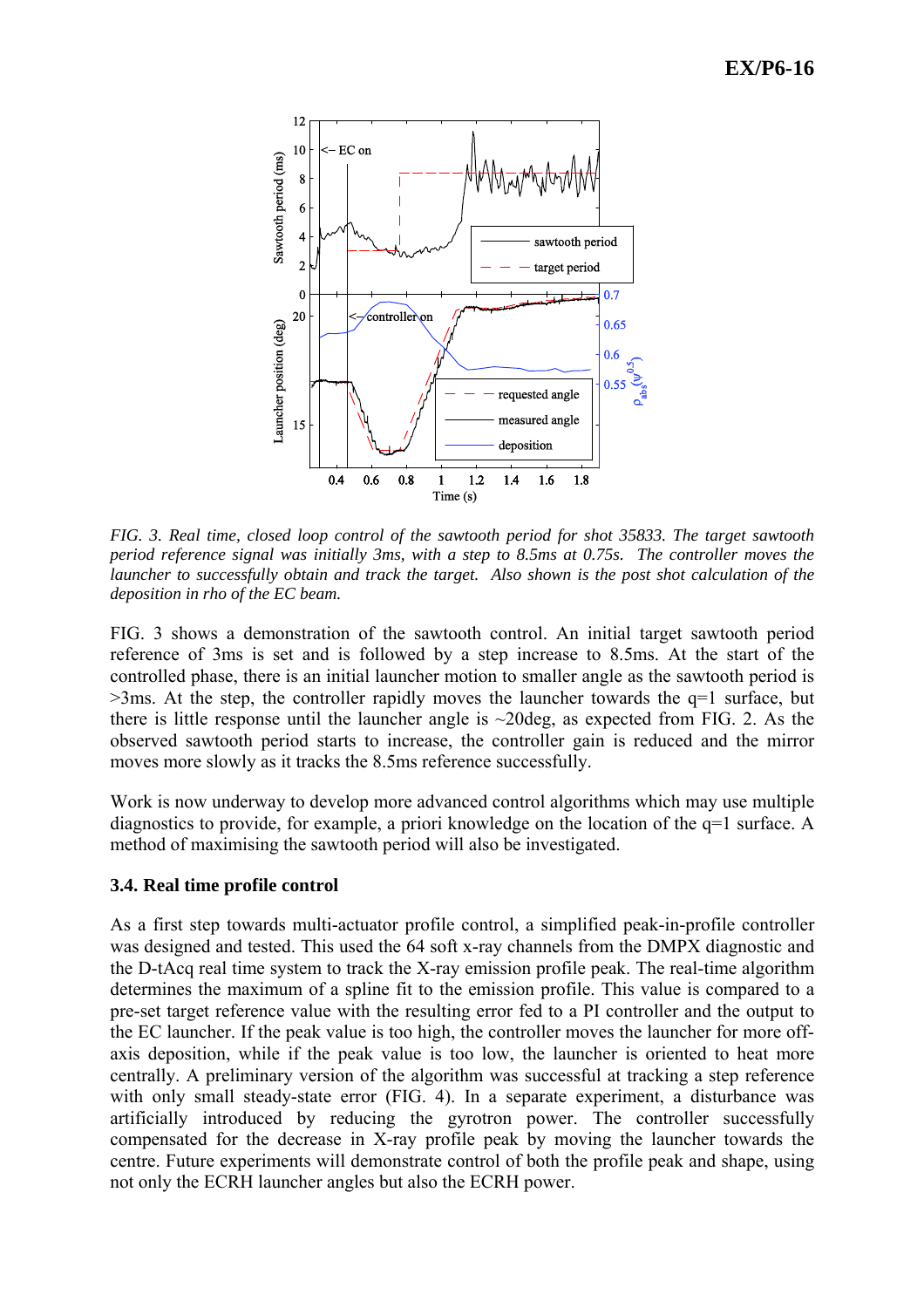*FIG. 3. Real time, closed loop control of the sawtooth period for shot 35833. The target sawtooth period reference signal was initially 3ms, with a step to 8.5ms at 0.75s. The controller moves the launcher to successfully obtain and track the target. Also shown is the post shot calculation of the deposition in rho of the EC beam.*

FIG. 3 shows a demonstration of the sawtooth control. An initial target sawtooth period reference of 3ms is set and is followed by a step increase to 8.5ms. At the start of the controlled phase, there is an initial launcher motion to smaller angle as the sawtooth period is >3ms. At the step, the controller rapidly moves the launcher towards the q=1 surface, but there is little response until the launcher angle is ~20deg, as expected from FIG. 2. As the observed sawtooth period starts to increase, the controller gain is reduced and the mirror moves more slowly as it tracks the 8.5ms reference successfully.

Work is now underway to develop more advanced control algorithms which may use multiple diagnostics to provide, for example, a priori knowledge on the location of the q=1 surface. A method of maximising the sawtooth period will also be investigated.

### 3.4. Real time profile control

As a first step towards multi-actuator profile control, a simplified peak-in-profile controller was designed and tested. This used the 64 soft x-ray channels from the DMPX diagnostic and the D-tAcq real time system to track the X-ray emission profile peak. The real-time algorithm determines the maximum of a spline fit to the emission profile. This value is compared to a pre-set target reference value with the resulting error fed to a PI controller and the output to the EC launcher. If the peak value is too high, the controller moves the launcher for more off-axis deposition, while if the peak value is too low, the launcher is oriented to heat more centrally. A preliminary version of the algorithm was successful at tracking a step reference with only small steady-state error (FIG. 4). In a separate experiment, a disturbance was artificially introduced by reducing the gyrotron power. The controller successfully compensated for the decrease in X-ray profile peak by moving the launcher towards the centre. Future experiments will demonstrate control of both the profile peak and shape, using not only the ECRH launcher angles but also the ECRH power.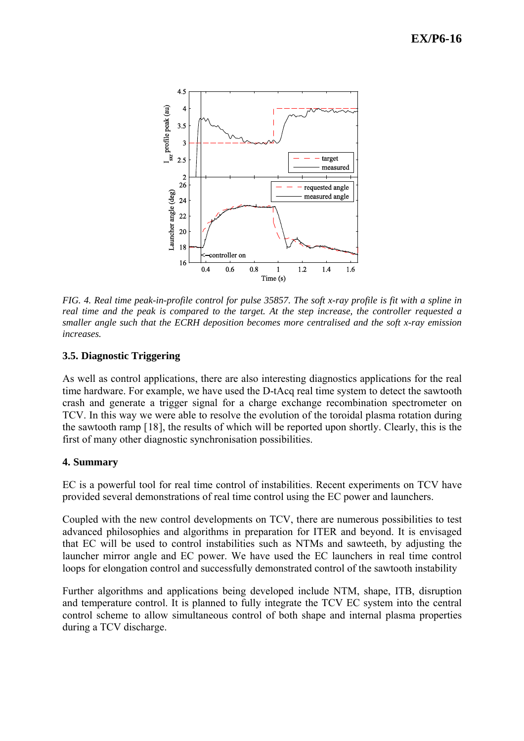*FIG. 4. Real time peak-in-profile control for pulse 35857. The soft x-ray profile is fit with a spline in real time and the peak is compared to the target. At the step increase, the controller requested a smaller angle such that the ECRH deposition becomes more centralised and the soft x-ray emission increases.*

### 3.5. Diagnostic Triggering

As well as control applications, there are also interesting diagnostics applications for the real time hardware. For example, we have used the D-tAcq real time system to detect the sawtooth crash and generate a trigger signal for a charge exchange recombination spectrometer on TCV. In this way we were able to resolve the evolution of the toroidal plasma rotation during the sawtooth ramp [18], the results of which will be reported upon shortly. Clearly, this is the first of many other diagnostic synchronisation possibilities.

### 4. Summary

EC is a powerful tool for real time control of instabilities. Recent experiments on TCV have provided several demonstrations of real time control using the EC power and launchers.

Coupled with the new control developments on TCV, there are numerous possibilities to test advanced philosophies and algorithms in preparation for ITER and beyond. It is envisaged that EC will be used to control instabilities such as NTMs and sawteeth, by adjusting the launcher mirror angle and EC power. We have used the EC launchers in real time control loops for elongation control and successfully demonstrated control of the sawtooth instability

Further algorithms and applications being developed include NTM, shape, ITB, disruption and temperature control. It is planned to fully integrate the TCV EC system into the central control scheme to allow simultaneous control of both shape and internal plasma properties during a TCV discharge.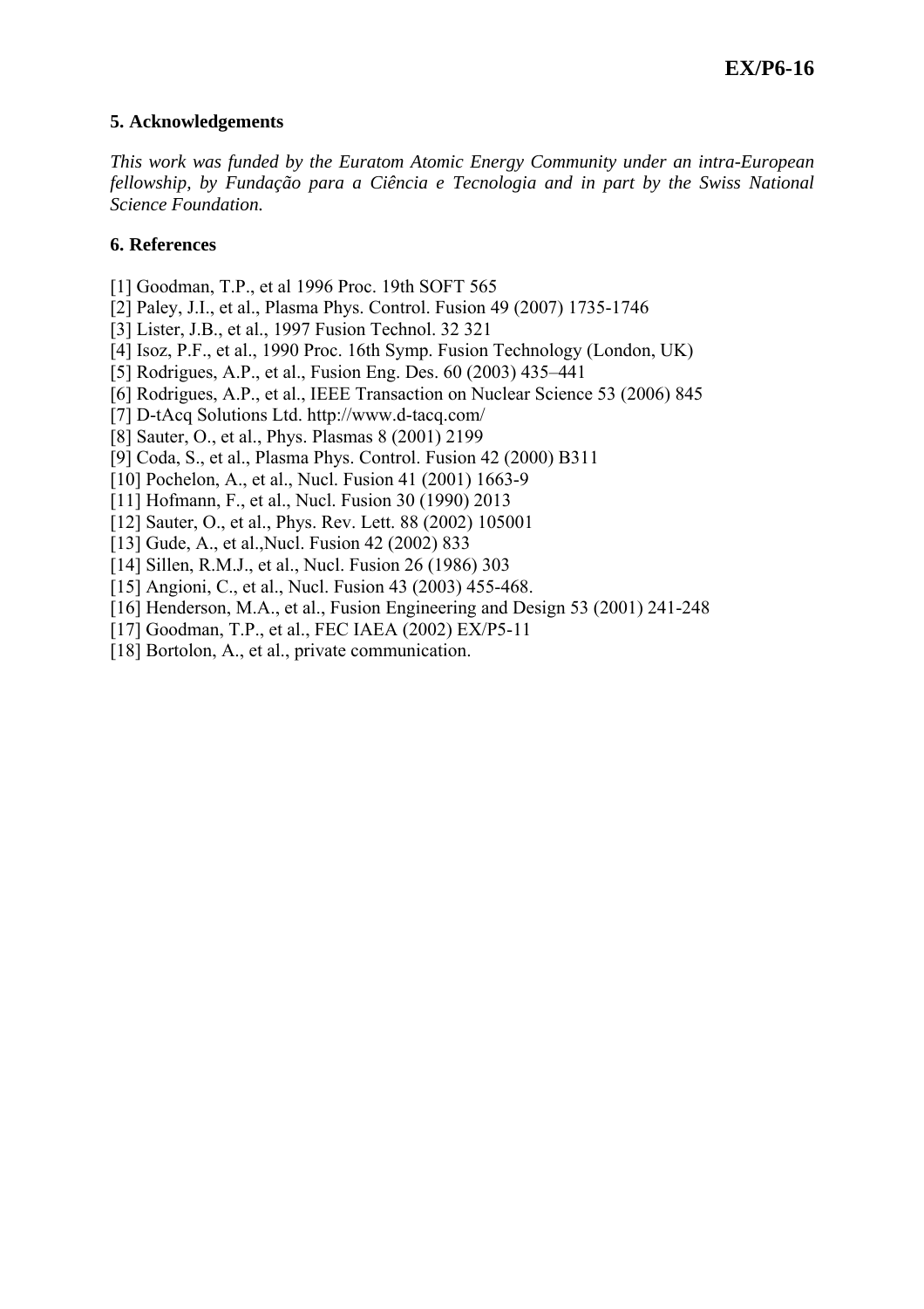## 5. Acknowledgements

*This work was funded by the Euratom Atomic Energy Community under an intra-European fellowship, by Fundação para a Ciência e Tecnologia and in part by the Swiss National Science Foundation.*

## 6. References

[1] Goodman, T.P., et al 1996 Proc. 19th SOFT 565
[2] Paley, J.I., et al., Plasma Phys. Control. Fusion 49 (2007) 1735-1746
[3] Lister, J.B., et al., 1997 Fusion Technol. 32 321
[4] Isoz, P.F., et al., 1990 Proc. 16th Symp. Fusion Technology (London, UK)
[5] Rodrigues, A.P., et al., Fusion Eng. Des. 60 (2003) 435–441
[6] Rodrigues, A.P., et al., IEEE Transaction on Nuclear Science 53 (2006) 845
[7] D-tAcq Solutions Ltd. http://www.d-tacq.com/
[8] Sauter, O., et al., Phys. Plasmas 8 (2001) 2199
[9] Coda, S., et al., Plasma Phys. Control. Fusion 42 (2000) B311
[10] Pochelon, A., et al., Nucl. Fusion 41 (2001) 1663-9
[11] Hofmann, F., et al., Nucl. Fusion 30 (1990) 2013
[12] Sauter, O., et al., Phys. Rev. Lett. 88 (2002) 105001
[13] Gude, A., et al.,Nucl. Fusion 42 (2002) 833
[14] Sillen, R.M.J., et al., Nucl. Fusion 26 (1986) 303
[15] Angioni, C., et al., Nucl. Fusion 43 (2003) 455-468.
[16] Henderson, M.A., et al., Fusion Engineering and Design 53 (2001) 241-248
[17] Goodman, T.P., et al., FEC IAEA (2002) EX/P5-11
[18] Bortolon, A., et al., private communication.